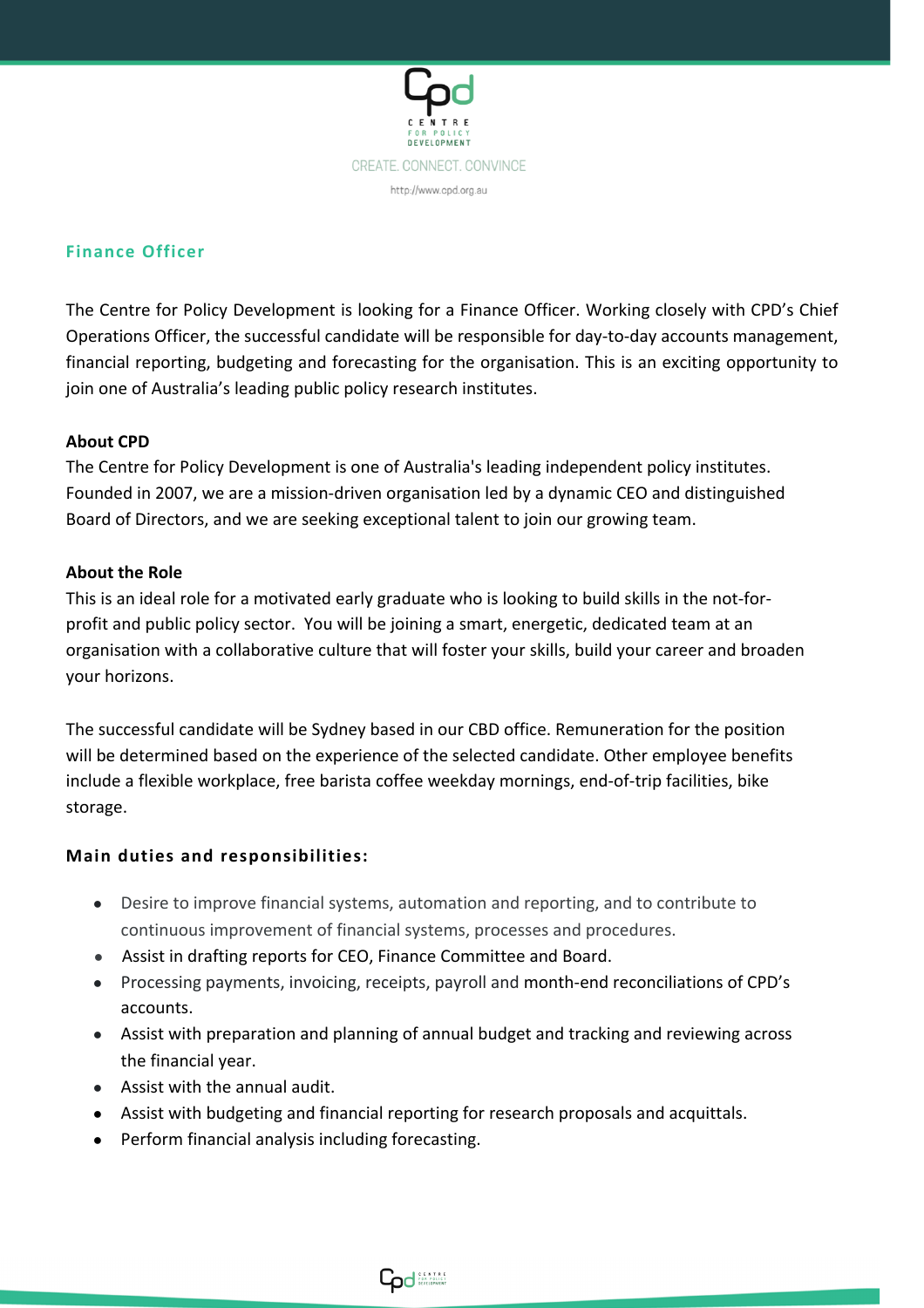CENTRE FOR POLICY DEVELOPMENT

CREATE. CONNECT. CONVINCE

http://www.cpd.org.au

## Finance Officer

The Centre for Policy Development is looking for a Finance Officer. Working closely with CPD's Chief Operations Officer, the successful candidate will be responsible for day-to-day accounts management, financial reporting, budgeting and forecasting for the organisation. This is an exciting opportunity to join one of Australia's leading public policy research institutes.

**About CPD**

The Centre for Policy Development is one of Australia's leading independent policy institutes. Founded in 2007, we are a mission-driven organisation led by a dynamic CEO and distinguished Board of Directors, and we are seeking exceptional talent to join our growing team.

**About the Role**

This is an ideal role for a motivated early graduate who is looking to build skills in the not-for-profit and public policy sector. You will be joining a smart, energetic, dedicated team at an organisation with a collaborative culture that will foster your skills, build your career and broaden your horizons.

The successful candidate will be Sydney based in our CBD office. Remuneration for the position will be determined based on the experience of the selected candidate. Other employee benefits include a flexible workplace, free barista coffee weekday mornings, end-of-trip facilities, bike storage.

**Main duties and responsibilities:**

- Desire to improve financial systems, automation and reporting, and to contribute to continuous improvement of financial systems, processes and procedures.
- Assist in drafting reports for CEO, Finance Committee and Board.
- Processing payments, invoicing, receipts, payroll and month-end reconciliations of CPD's accounts.
- Assist with preparation and planning of annual budget and tracking and reviewing across the financial year.
- Assist with the annual audit.
- Assist with budgeting and financial reporting for research proposals and acquittals.
- Perform financial analysis including forecasting.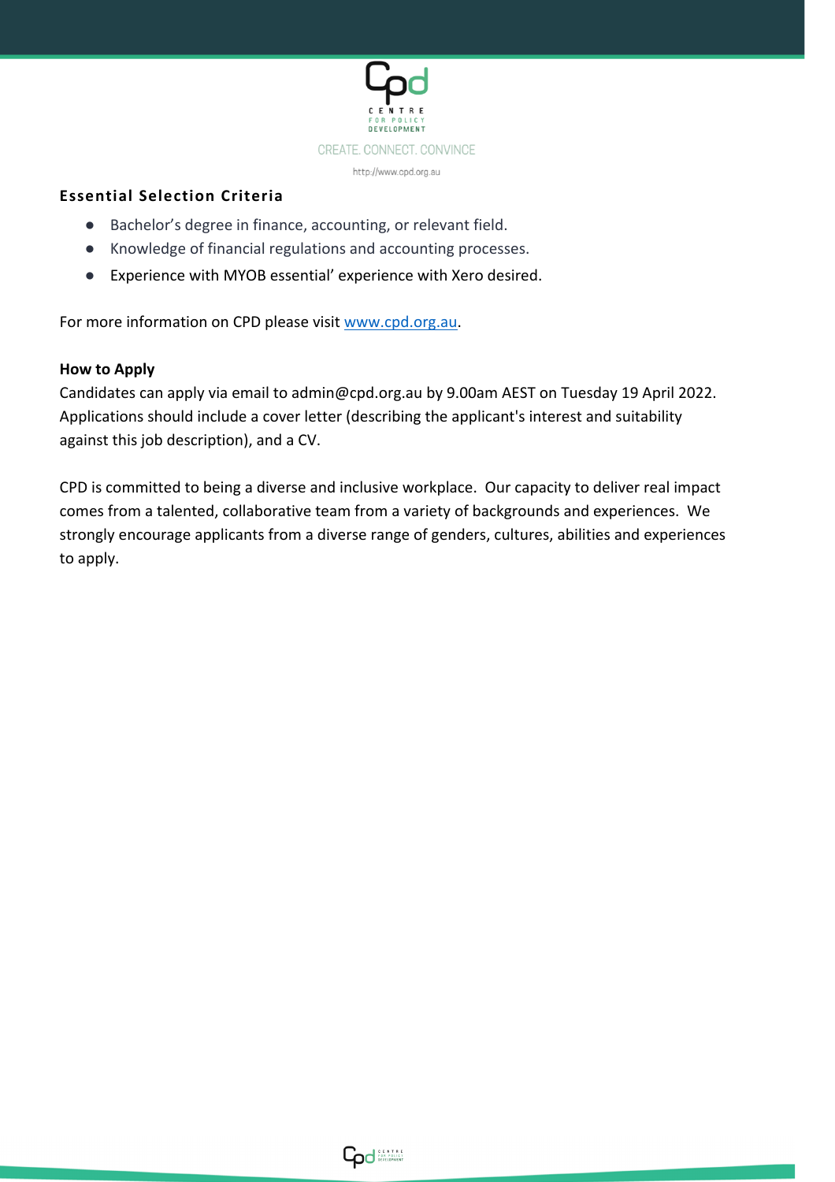### Essential Selection Criteria

- Bachelor's degree in finance, accounting, or relevant field.
- Knowledge of financial regulations and accounting processes.
- Experience with MYOB essential' experience with Xero desired.

For more information on CPD please visit [www.cpd.org.au](http://www.cpd.org.au).

**How to Apply**

Candidates can apply via email to admin@cpd.org.au by 9.00am AEST on Tuesday 19 April 2022. Applications should include a cover letter (describing the applicant's interest and suitability against this job description), and a CV.

CPD is committed to being a diverse and inclusive workplace. Our capacity to deliver real impact comes from a talented, collaborative team from a variety of backgrounds and experiences. We strongly encourage applicants from a diverse range of genders, cultures, abilities and experiences to apply.